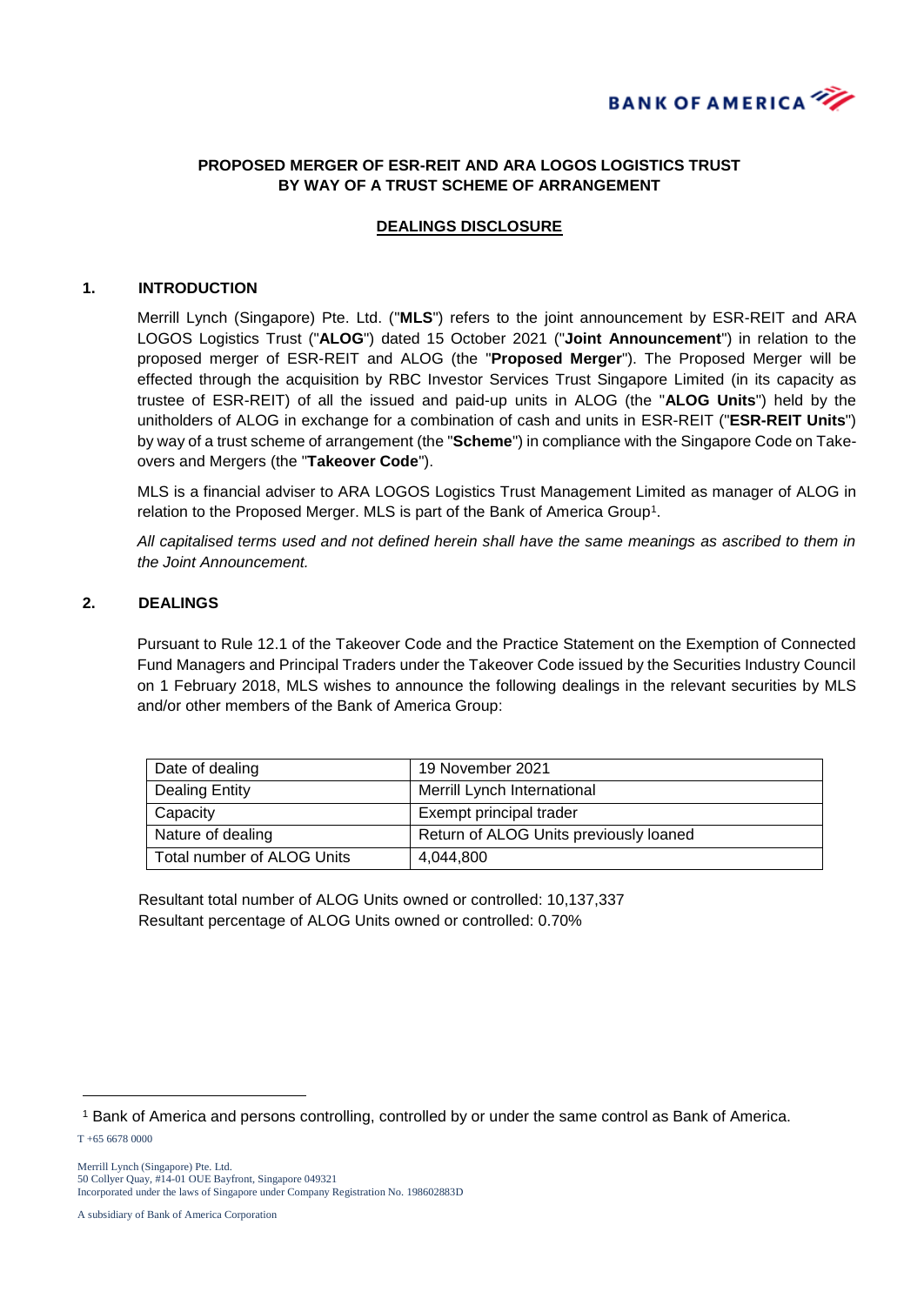BANK OF AMERICA

**PROPOSED MERGER OF ESR-REIT AND ARA LOGOS LOGISTICS TRUST BY WAY OF A TRUST SCHEME OF ARRANGEMENT**

**DEALINGS DISCLOSURE**

## 1. INTRODUCTION

Merrill Lynch (Singapore) Pte. Ltd. ("**MLS**") refers to the joint announcement by ESR-REIT and ARA LOGOS Logistics Trust ("**ALOG**") dated 15 October 2021 ("**Joint Announcement**") in relation to the proposed merger of ESR-REIT and ALOG (the "**Proposed Merger**"). The Proposed Merger will be effected through the acquisition by RBC Investor Services Trust Singapore Limited (in its capacity as trustee of ESR-REIT) of all the issued and paid-up units in ALOG (the "**ALOG Units**") held by the unitholders of ALOG in exchange for a combination of cash and units in ESR-REIT ("**ESR-REIT Units**") by way of a trust scheme of arrangement (the "**Scheme**") in compliance with the Singapore Code on Take-overs and Mergers (the "**Takeover Code**").

MLS is a financial adviser to ARA LOGOS Logistics Trust Management Limited as manager of ALOG in relation to the Proposed Merger. MLS is part of the Bank of America Group[1].

*All capitalised terms used and not defined herein shall have the same meanings as ascribed to them in the Joint Announcement.*

## 2. DEALINGS

Pursuant to Rule 12.1 of the Takeover Code and the Practice Statement on the Exemption of Connected Fund Managers and Principal Traders under the Takeover Code issued by the Securities Industry Council on 1 February 2018, MLS wishes to announce the following dealings in the relevant securities by MLS and/or other members of the Bank of America Group:

| Date of dealing | 19 November 2021 |
|---|---|
| Dealing Entity | Merrill Lynch International |
| Capacity | Exempt principal trader |
| Nature of dealing | Return of ALOG Units previously loaned |
| Total number of ALOG Units | 4,044,800 |

Resultant total number of ALOG Units owned or controlled: 10,137,337
Resultant percentage of ALOG Units owned or controlled: 0.70%

[1] Bank of America and persons controlling, controlled by or under the same control as Bank of America.

T +65 6678 0000

Merrill Lynch (Singapore) Pte. Ltd.
50 Collyer Quay, #14-01 OUE Bayfront, Singapore 049321
Incorporated under the laws of Singapore under Company Registration No. 198602883D

A subsidiary of Bank of America Corporation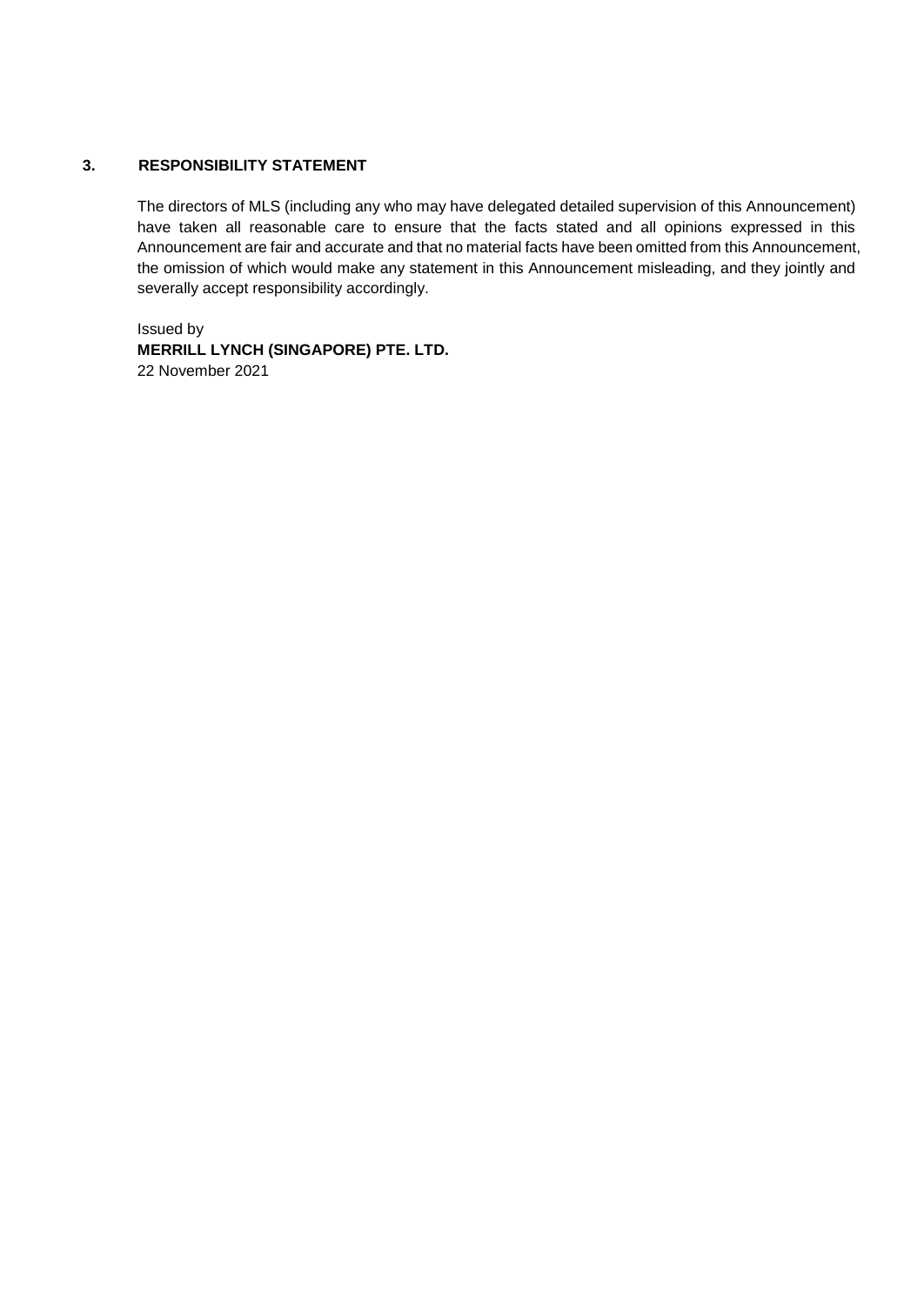## 3. RESPONSIBILITY STATEMENT

The directors of MLS (including any who may have delegated detailed supervision of this Announcement) have taken all reasonable care to ensure that the facts stated and all opinions expressed in this Announcement are fair and accurate and that no material facts have been omitted from this Announcement, the omission of which would make any statement in this Announcement misleading, and they jointly and severally accept responsibility accordingly.

Issued by
**MERRILL LYNCH (SINGAPORE) PTE. LTD.**
22 November 2021